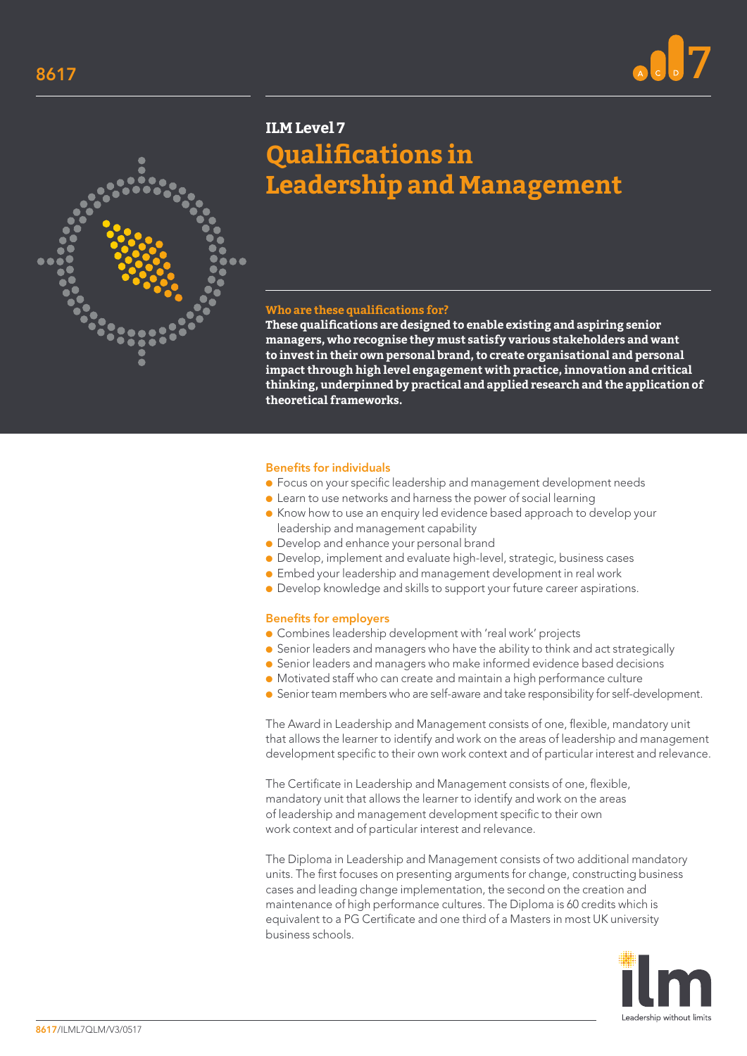8617

## ILM Level 7

# Qualifications in Leadership and Management

### Who are these qualifications for?

**These qualifications are designed to enable existing and aspiring senior managers, who recognise they must satisfy various stakeholders and want to invest in their own personal brand, to create organisational and personal impact through high level engagement with practice, innovation and critical thinking, underpinned by practical and applied research and the application of theoretical frameworks.**

### Benefits for individuals

- Focus on your specific leadership and management development needs
- Learn to use networks and harness the power of social learning
- Know how to use an enquiry led evidence based approach to develop your leadership and management capability
- Develop and enhance your personal brand
- Develop, implement and evaluate high-level, strategic, business cases
- Embed your leadership and management development in real work
- Develop knowledge and skills to support your future career aspirations.

### Benefits for employers

- Combines leadership development with 'real work' projects
- Senior leaders and managers who have the ability to think and act strategically
- Senior leaders and managers who make informed evidence based decisions
- Motivated staff who can create and maintain a high performance culture
- Senior team members who are self-aware and take responsibility for self-development.

The Award in Leadership and Management consists of one, flexible, mandatory unit that allows the learner to identify and work on the areas of leadership and management development specific to their own work context and of particular interest and relevance.

The Certificate in Leadership and Management consists of one, flexible, mandatory unit that allows the learner to identify and work on the areas of leadership and management development specific to their own work context and of particular interest and relevance.

The Diploma in Leadership and Management consists of two additional mandatory units. The first focuses on presenting arguments for change, constructing business cases and leading change implementation, the second on the creation and maintenance of high performance cultures. The Diploma is 60 credits which is equivalent to a PG Certificate and one third of a Masters in most UK university business schools.

ilm Leadership without limits

8617/ILML7QLM/V3/0517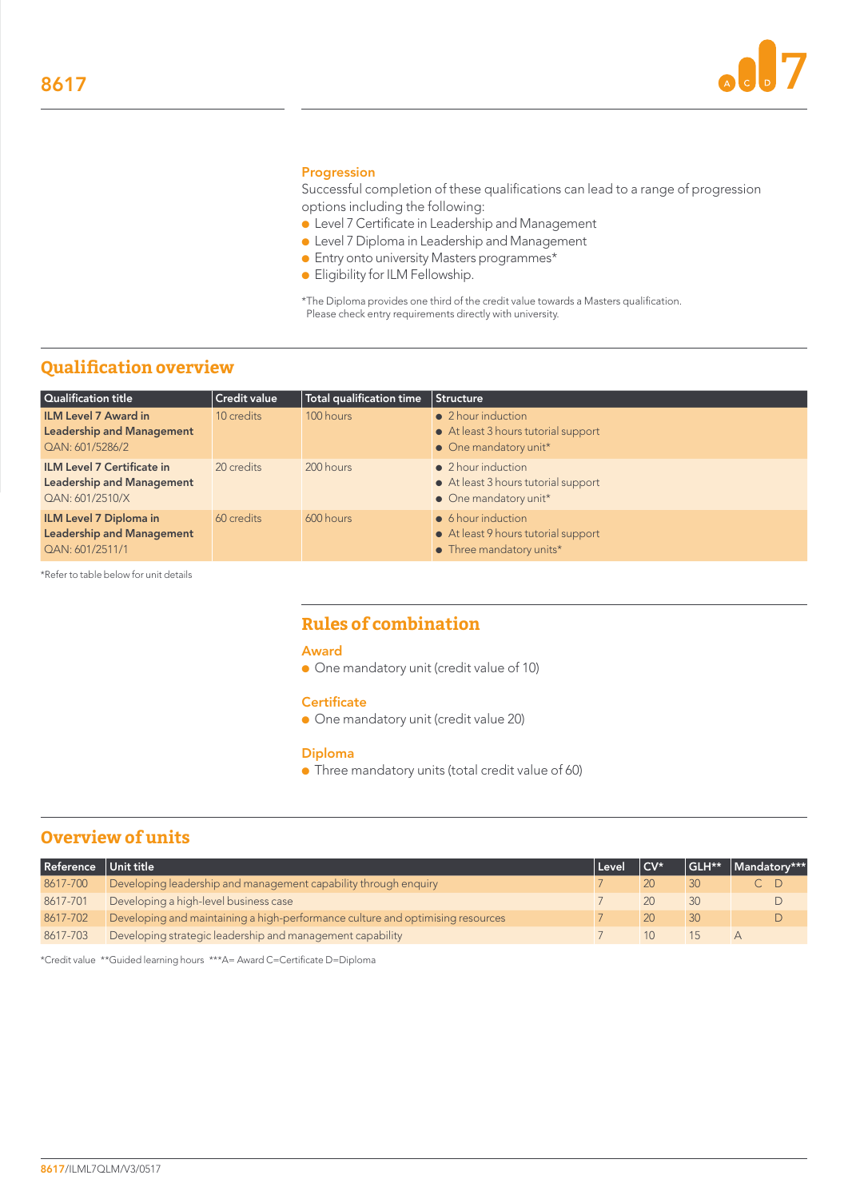## Progression

Successful completion of these qualifications can lead to a range of progression options including the following:

- Level 7 Certificate in Leadership and Management
- Level 7 Diploma in Leadership and Management
- Entry onto university Masters programmes*
- Eligibility for ILM Fellowship.

*The Diploma provides one third of the credit value towards a Masters qualification. Please check entry requirements directly with university.

## Qualification overview

| Qualification title | Credit value | Total qualification time | Structure |
|---|---|---|---|
| **ILM Level 7 Award in Leadership and Management** QAN: 601/5286/2 | 10 credits | 100 hours | • 2 hour induction • At least 3 hours tutorial support • One mandatory unit* |
| **ILM Level 7 Certificate in Leadership and Management** QAN: 601/2510/X | 20 credits | 200 hours | • 2 hour induction • At least 3 hours tutorial support • One mandatory unit* |
| **ILM Level 7 Diploma in Leadership and Management** QAN: 601/2511/1 | 60 credits | 600 hours | • 6 hour induction • At least 9 hours tutorial support • Three mandatory units* |

*Refer to table below for unit details

## Rules of combination

### Award

- One mandatory unit (credit value of 10)

### Certificate

- One mandatory unit (credit value 20)

### Diploma

- Three mandatory units (total credit value of 60)

## Overview of units

| Reference | Unit title | Level | CV* | GLH** | Mandatory*** |
|---|---|---|---|---|---|
| 8617-700 | Developing leadership and management capability through enquiry | 7 | 20 | 30 | C D |
| 8617-701 | Developing a high-level business case | 7 | 20 | 30 | D |
| 8617-702 | Developing and maintaining a high-performance culture and optimising resources | 7 | 20 | 30 | D |
| 8617-703 | Developing strategic leadership and management capability | 7 | 10 | 15 | A |

*Credit value **Guided learning hours ***A= Award C=Certificate D=Diploma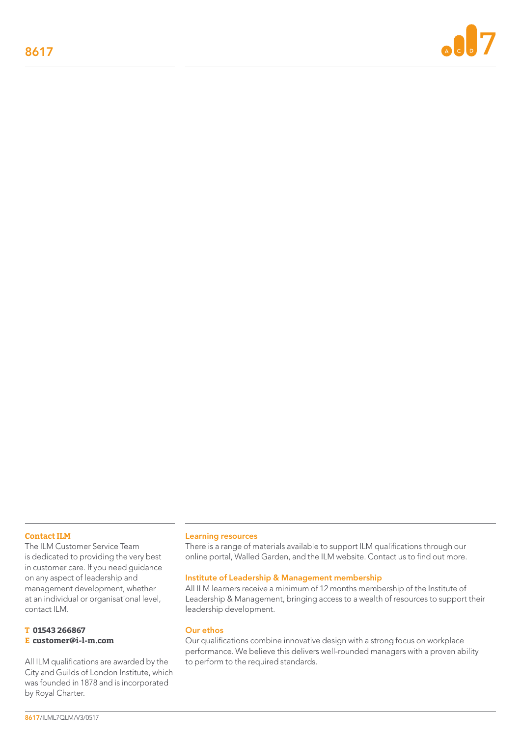### Contact ILM

The ILM Customer Service Team is dedicated to providing the very best in customer care. If you need guidance on any aspect of leadership and management development, whether at an individual or organisational level, contact ILM.

**T 01543 266867**
**E customer@i-l-m.com**

All ILM qualifications are awarded by the City and Guilds of London Institute, which was founded in 1878 and is incorporated by Royal Charter.

### Learning resources

There is a range of materials available to support ILM qualifications through our online portal, Walled Garden, and the ILM website. Contact us to find out more.

### Institute of Leadership & Management membership

All ILM learners receive a minimum of 12 months membership of the Institute of Leadership & Management, bringing access to a wealth of resources to support their leadership development.

### Our ethos

Our qualifications combine innovative design with a strong focus on workplace performance. We believe this delivers well-rounded managers with a proven ability to perform to the required standards.

8617/ILML7QLM/V3/0517